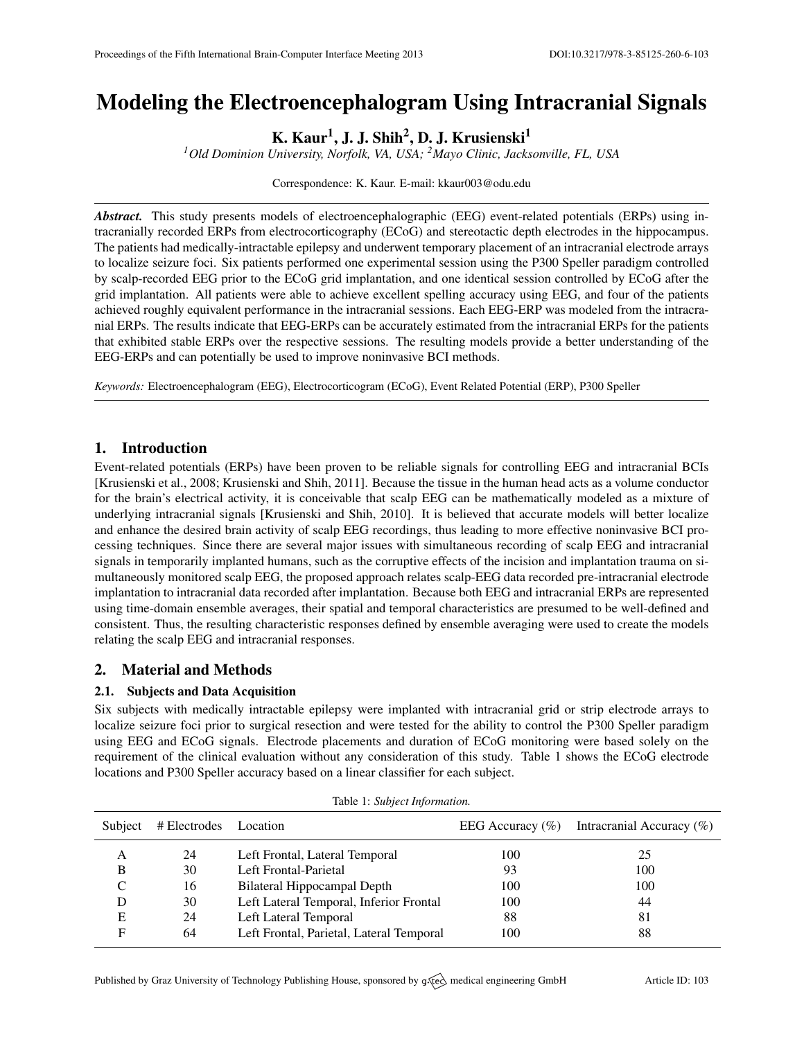# Modeling the Electroencephalogram Using Intracranial Signals

**K. Kaur[1], J. J. Shih[2], D. J. Krusienski[1]**

*[1]Old Dominion University, Norfolk, VA, USA; [2]Mayo Clinic, Jacksonville, FL, USA*

Correspondence: K. Kaur. E-mail: kkaur003@odu.edu

***Abstract.*** This study presents models of electroencephalographic (EEG) event-related potentials (ERPs) using intracranially recorded ERPs from electrocorticography (ECoG) and stereotactic depth electrodes in the hippocampus. The patients had medically-intractable epilepsy and underwent temporary placement of an intracranial electrode arrays to localize seizure foci. Six patients performed one experimental session using the P300 Speller paradigm controlled by scalp-recorded EEG prior to the ECoG grid implantation, and one identical session controlled by ECoG after the grid implantation. All patients were able to achieve excellent spelling accuracy using EEG, and four of the patients achieved roughly equivalent performance in the intracranial sessions. Each EEG-ERP was modeled from the intracranial ERPs. The results indicate that EEG-ERPs can be accurately estimated from the intracranial ERPs for the patients that exhibited stable ERPs over the respective sessions. The resulting models provide a better understanding of the EEG-ERPs and can potentially be used to improve noninvasive BCI methods.

*Keywords:* Electroencephalogram (EEG), Electrocorticogram (ECoG), Event Related Potential (ERP), P300 Speller

## 1. Introduction

Event-related potentials (ERPs) have been proven to be reliable signals for controlling EEG and intracranial BCIs [Krusienski et al., 2008; Krusienski and Shih, 2011]. Because the tissue in the human head acts as a volume conductor for the brain's electrical activity, it is conceivable that scalp EEG can be mathematically modeled as a mixture of underlying intracranial signals [Krusienski and Shih, 2010]. It is believed that accurate models will better localize and enhance the desired brain activity of scalp EEG recordings, thus leading to more effective noninvasive BCI processing techniques. Since there are several major issues with simultaneous recording of scalp EEG and intracranial signals in temporarily implanted humans, such as the corruptive effects of the incision and implantation trauma on simultaneously monitored scalp EEG, the proposed approach relates scalp-EEG data recorded pre-intracranial electrode implantation to intracranial data recorded after implantation. Because both EEG and intracranial ERPs are represented using time-domain ensemble averages, their spatial and temporal characteristics are presumed to be well-defined and consistent. Thus, the resulting characteristic responses defined by ensemble averaging were used to create the models relating the scalp EEG and intracranial responses.

## 2. Material and Methods

### 2.1. Subjects and Data Acquisition

Six subjects with medically intractable epilepsy were implanted with intracranial grid or strip electrode arrays to localize seizure foci prior to surgical resection and were tested for the ability to control the P300 Speller paradigm using EEG and ECoG signals. Electrode placements and duration of ECoG monitoring were based solely on the requirement of the clinical evaluation without any consideration of this study. Table 1 shows the ECoG electrode locations and P300 Speller accuracy based on a linear classifier for each subject.

Table 1: *Subject Information.*

| Subject | # Electrodes | Location | EEG Accuracy (%) | Intracranial Accuracy (%) |
|---|---|---|---|---|
| A | 24 | Left Frontal, Lateral Temporal | 100 | 25 |
| B | 30 | Left Frontal-Parietal | 93 | 100 |
| C | 16 | Bilateral Hippocampal Depth | 100 | 100 |
| D | 30 | Left Lateral Temporal, Inferior Frontal | 100 | 44 |
| E | 24 | Left Lateral Temporal | 88 | 81 |
| F | 64 | Left Frontal, Parietal, Lateral Temporal | 100 | 88 |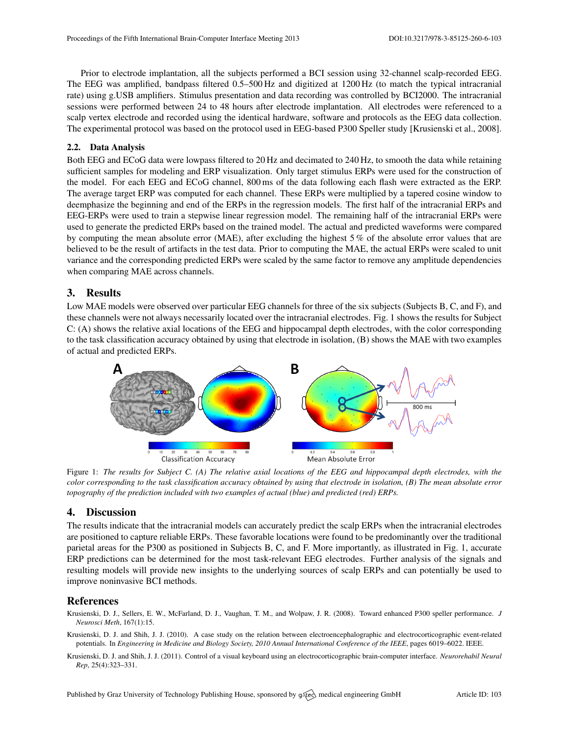Prior to electrode implantation, all the subjects performed a BCI session using 32-channel scalp-recorded EEG. The EEG was amplified, bandpass filtered 0.5–500 Hz and digitized at 1200 Hz (to match the typical intracranial rate) using g.USB amplifiers. Stimulus presentation and data recording was controlled by BCI2000. The intracranial sessions were performed between 24 to 48 hours after electrode implantation. All electrodes were referenced to a scalp vertex electrode and recorded using the identical hardware, software and protocols as the EEG data collection. The experimental protocol was based on the protocol used in EEG-based P300 Speller study [Krusienski et al., 2008].

### 2.2. Data Analysis

Both EEG and ECoG data were lowpass filtered to 20 Hz and decimated to 240 Hz, to smooth the data while retaining sufficient samples for modeling and ERP visualization. Only target stimulus ERPs were used for the construction of the model. For each EEG and ECoG channel, 800 ms of the data following each flash were extracted as the ERP. The average target ERP was computed for each channel. These ERPs were multiplied by a tapered cosine window to deemphasize the beginning and end of the ERPs in the regression models. The first half of the intracranial ERPs and EEG-ERPs were used to train a stepwise linear regression model. The remaining half of the intracranial ERPs were used to generate the predicted ERPs based on the trained model. The actual and predicted waveforms were compared by computing the mean absolute error (MAE), after excluding the highest 5 % of the absolute error values that are believed to be the result of artifacts in the test data. Prior to computing the MAE, the actual ERPs were scaled to unit variance and the corresponding predicted ERPs were scaled by the same factor to remove any amplitude dependencies when comparing MAE across channels.

## 3. Results

Low MAE models were observed over particular EEG channels for three of the six subjects (Subjects B, C, and F), and these channels were not always necessarily located over the intracranial electrodes. Fig. 1 shows the results for Subject C: (A) shows the relative axial locations of the EEG and hippocampal depth electrodes, with the color corresponding to the task classification accuracy obtained by using that electrode in isolation, (B) shows the MAE with two examples of actual and predicted ERPs.

A

B

800 ms

0 10 20 30 40 50 60 70 80

Classification Accuracy

0 0.2 0.4 0.6 0.8 1

Mean Absolute Error

Figure 1: *The results for Subject C. (A) The relative axial locations of the EEG and hippocampal depth electrodes, with the color corresponding to the task classification accuracy obtained by using that electrode in isolation, (B) The mean absolute error topography of the prediction included with two examples of actual (blue) and predicted (red) ERPs.*

## 4. Discussion

The results indicate that the intracranial models can accurately predict the scalp ERPs when the intracranial electrodes are positioned to capture reliable ERPs. These favorable locations were found to be predominantly over the traditional parietal areas for the P300 as positioned in Subjects B, C, and F. More importantly, as illustrated in Fig. 1, accurate ERP predictions can be determined for the most task-relevant EEG electrodes. Further analysis of the signals and resulting models will provide new insights to the underlying sources of scalp ERPs and can potentially be used to improve noninvasive BCI methods.

## References

Krusienski, D. J., Sellers, E. W., McFarland, D. J., Vaughan, T. M., and Wolpaw, J. R. (2008). Toward enhanced P300 speller performance. *J Neurosci Meth*, 167(1):15.

Krusienski, D. J. and Shih, J. J. (2010). A case study on the relation between electroencephalographic and electrocorticographic event-related potentials. In *Engineering in Medicine and Biology Society, 2010 Annual International Conference of the IEEE*, pages 6019–6022. IEEE.

Krusienski, D. J. and Shih, J. J. (2011). Control of a visual keyboard using an electrocorticographic brain-computer interface. *Neurorehabil Neural Rep*, 25(4):323–331.